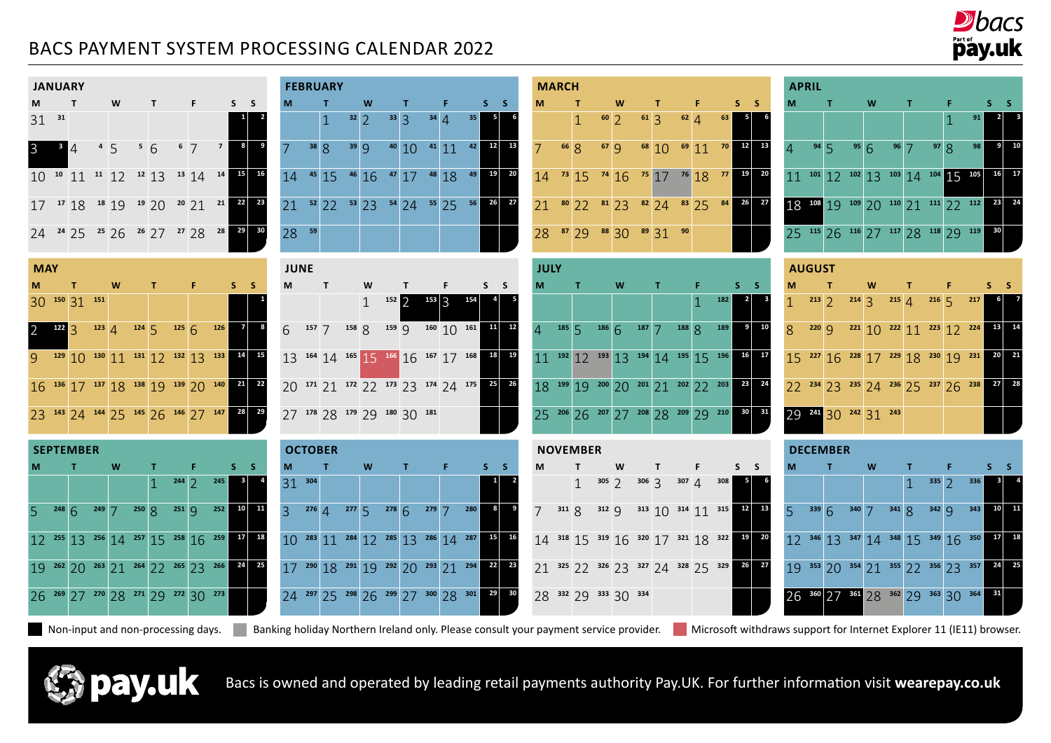# BACS PAYMENT SYSTEM PROCESSING CALENDAR 2022

Weekend dates (S, S) are non-input and non-processing days. Each weekday cell shows the date followed by its day-of-year number in brackets. Markers: ■ = non-input and non-processing day; ▩ = banking holiday Northern Ireland only; ◆ = Microsoft withdraws support for Internet Explorer 11 (IE11) browser.

## JANUARY

| M | T | W | T | F | S | S |
|---|---|---|---|---|---|---|
| 31 [31] | | | | | 1 | 2 |
| 3 [3] ■ | 4 [4] | 5 [5] | 6 [6] | 7 [7] | 8 | 9 |
| 10 [10] | 11 [11] | 12 [12] | 13 [13] | 14 [14] | 15 | 16 |
| 17 [17] | 18 [18] | 19 [19] | 20 [20] | 21 [21] | 22 | 23 |
| 24 [24] | 25 [25] | 26 [26] | 27 [27] | 28 [28] | 29 | 30 |

## FEBRUARY

| M | T | W | T | F | S | S |
|---|---|---|---|---|---|---|
| | 1 [32] | 2 [33] | 3 [34] | 4 [35] | 5 | 6 |
| 7 [38] | 8 [39] | 9 [40] | 10 [41] | 11 [42] | 12 | 13 |
| 14 [45] | 15 [46] | 16 [47] | 17 [48] | 18 [49] | 19 | 20 |
| 21 [52] | 22 [53] | 23 [54] | 24 [55] | 25 [56] | 26 | 27 |
| 28 [59] | | | | | | |

## MARCH

| M | T | W | T | F | S | S |
|---|---|---|---|---|---|---|
| | 1 [60] | 2 [61] | 3 [62] | 4 [63] | 5 | 6 |
| 7 [66] | 8 [67] | 9 [68] | 10 [69] | 11 [70] | 12 | 13 |
| 14 [73] | 15 [74] | 16 [75] | 17 [76] ▩ | 18 [77] | 19 | 20 |
| 21 [80] | 22 [81] | 23 [82] | 24 [83] | 25 [84] | 26 | 27 |
| 28 [87] | 29 [88] | 30 [89] | 31 [90] | | | |

## APRIL

| M | T | W | T | F | S | S |
|---|---|---|---|---|---|---|
| | | | | 1 [91] | 2 | 3 |
| 4 [94] | 5 [95] | 6 [96] | 7 [97] | 8 [98] | 9 | 10 |
| 11 [101] | 12 [102] | 13 [103] | 14 [104] | 15 [105] ■ | 16 | 17 |
| 18 [108] ■ | 19 [109] | 20 [110] | 21 [111] | 22 [112] | 23 | 24 |
| 25 [115] | 26 [116] | 27 [117] | 28 [118] | 29 [119] | 30 | |

## MAY

| M | T | W | T | F | S | S |
|---|---|---|---|---|---|---|
| 30 [150] | 31 [151] | | | | | 1 |
| 2 [122] ■ | 3 [123] | 4 [124] | 5 [125] | 6 [126] | 7 | 8 |
| 9 [129] | 10 [130] | 11 [131] | 12 [132] | 13 [133] | 14 | 15 |
| 16 [136] | 17 [137] | 18 [138] | 19 [139] | 20 [140] | 21 | 22 |
| 23 [143] | 24 [144] | 25 [145] | 26 [146] | 27 [147] | 28 | 29 |

## JUNE

| M | T | W | T | F | S | S |
|---|---|---|---|---|---|---|
| | | 1 [152] | 2 [153] ■ | 3 [154] ■ | 4 | 5 |
| 6 [157] | 7 [158] | 8 [159] | 9 [160] | 10 [161] | 11 | 12 |
| 13 [164] | 14 [165] | 15 [166] ◆ | 16 [167] | 17 [168] | 18 | 19 |
| 20 [171] | 21 [172] | 22 [173] | 23 [174] | 24 [175] | 25 | 26 |
| 27 [178] | 28 [179] | 29 [180] | 30 [181] | | | |

## JULY

| M | T | W | T | F | S | S |
|---|---|---|---|---|---|---|
| | | | | 1 [182] | 2 | 3 |
| 4 [185] | 5 [186] | 6 [187] | 7 [188] | 8 [189] | 9 | 10 |
| 11 [192] | 12 [193] ▩ | 13 [194] | 14 [195] | 15 [196] | 16 | 17 |
| 18 [199] | 19 [200] | 20 [201] | 21 [202] | 22 [203] | 23 | 24 |
| 25 [206] | 26 [207] | 27 [208] | 28 [209] | 29 [210] | 30 | 31 |

## AUGUST

| M | T | W | T | F | S | S |
|---|---|---|---|---|---|---|
| 1 [213] | 2 [214] | 3 [215] | 4 [216] | 5 [217] | 6 | 7 |
| 8 [220] | 9 [221] | 10 [222] | 11 [223] | 12 [224] | 13 | 14 |
| 15 [227] | 16 [228] | 17 [229] | 18 [230] | 19 [231] | 20 | 21 |
| 22 [234] | 23 [235] | 24 [236] | 25 [237] | 26 [238] | 27 | 28 |
| 29 [241] ■ | 30 [242] | 31 [243] | | | | |

## SEPTEMBER

| M | T | W | T | F | S | S |
|---|---|---|---|---|---|---|
| | | | 1 [244] | 2 [245] | 3 | 4 |
| 5 [248] | 6 [249] | 7 [250] | 8 [251] | 9 [252] | 10 | 11 |
| 12 [255] | 13 [256] | 14 [257] | 15 [258] | 16 [259] | 17 | 18 |
| 19 [262] | 20 [263] | 21 [264] | 22 [265] | 23 [266] | 24 | 25 |
| 26 [269] | 27 [270] | 28 [271] | 29 [272] | 30 [273] | | |

## OCTOBER

| M | T | W | T | F | S | S |
|---|---|---|---|---|---|---|
| 31 [304] | | | | | 1 | 2 |
| 3 [276] | 4 [277] | 5 [278] | 6 [279] | 7 [280] | 8 | 9 |
| 10 [283] | 11 [284] | 12 [285] | 13 [286] | 14 [287] | 15 | 16 |
| 17 [290] | 18 [291] | 19 [292] | 20 [293] | 21 [294] | 22 | 23 |
| 24 [297] | 25 [298] | 26 [299] | 27 [300] | 28 [301] | 29 | 30 |

## NOVEMBER

| M | T | W | T | F | S | S |
|---|---|---|---|---|---|---|
| | 1 [305] | 2 [306] | 3 [307] | 4 [308] | 5 | 6 |
| 7 [311] | 8 [312] | 9 [313] | 10 [314] | 11 [315] | 12 | 13 |
| 14 [318] | 15 [319] | 16 [320] | 17 [321] | 18 [322] | 19 | 20 |
| 21 [325] | 22 [326] | 23 [327] | 24 [328] | 25 [329] | 26 | 27 |
| 28 [332] | 29 [333] | 30 [334] | | | | |

## DECEMBER

| M | T | W | T | F | S | S |
|---|---|---|---|---|---|---|
| | | | 1 [335] | 2 [336] | 3 | 4 |
| 5 [339] | 6 [340] | 7 [341] | 8 [342] | 9 [343] | 10 | 11 |
| 12 [346] | 13 [347] | 14 [348] | 15 [349] | 16 [350] | 17 | 18 |
| 19 [353] | 20 [354] | 21 [355] | 22 [356] | 23 [357] | 24 | 25 |
| 26 [360] ■ | 27 [361] ■ | 28 [362] ▩ | 29 [363] | 30 [364] | 31 | |

■ Non-input and non-processing days.
▩ Banking holiday Northern Ireland only. Please consult your payment service provider.
◆ Microsoft withdraws support for Internet Explorer 11 (IE11) browser.

Bacs is owned and operated by leading retail payments authority Pay.UK. For further information visit **wearepay.co.uk**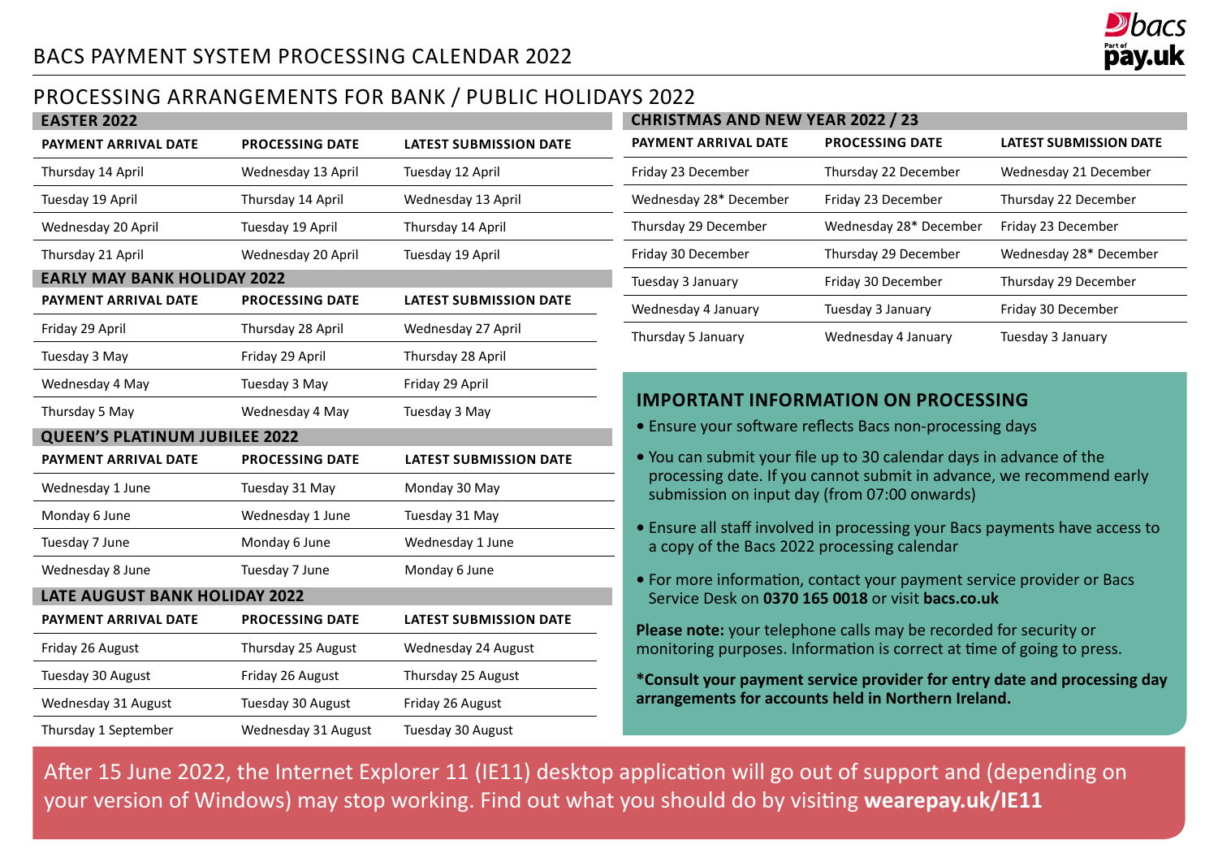# BACS PAYMENT SYSTEM PROCESSING CALENDAR 2022

## PROCESSING ARRANGEMENTS FOR BANK / PUBLIC HOLIDAYS 2022

### EASTER 2022

| PAYMENT ARRIVAL DATE | PROCESSING DATE | LATEST SUBMISSION DATE |
|---|---|---|
| Thursday 14 April | Wednesday 13 April | Tuesday 12 April |
| Tuesday 19 April | Thursday 14 April | Wednesday 13 April |
| Wednesday 20 April | Tuesday 19 April | Thursday 14 April |
| Thursday 21 April | Wednesday 20 April | Tuesday 19 April |

### EARLY MAY BANK HOLIDAY 2022

| PAYMENT ARRIVAL DATE | PROCESSING DATE | LATEST SUBMISSION DATE |
|---|---|---|
| Friday 29 April | Thursday 28 April | Wednesday 27 April |
| Tuesday 3 May | Friday 29 April | Thursday 28 April |
| Wednesday 4 May | Tuesday 3 May | Friday 29 April |
| Thursday 5 May | Wednesday 4 May | Tuesday 3 May |

### QUEEN'S PLATINUM JUBILEE 2022

| PAYMENT ARRIVAL DATE | PROCESSING DATE | LATEST SUBMISSION DATE |
|---|---|---|
| Wednesday 1 June | Tuesday 31 May | Monday 30 May |
| Monday 6 June | Wednesday 1 June | Tuesday 31 May |
| Tuesday 7 June | Monday 6 June | Wednesday 1 June |
| Wednesday 8 June | Tuesday 7 June | Monday 6 June |

### LATE AUGUST BANK HOLIDAY 2022

| PAYMENT ARRIVAL DATE | PROCESSING DATE | LATEST SUBMISSION DATE |
|---|---|---|
| Friday 26 August | Thursday 25 August | Wednesday 24 August |
| Tuesday 30 August | Friday 26 August | Thursday 25 August |
| Wednesday 31 August | Tuesday 30 August | Friday 26 August |
| Thursday 1 September | Wednesday 31 August | Tuesday 30 August |

### CHRISTMAS AND NEW YEAR 2022 / 23

| PAYMENT ARRIVAL DATE | PROCESSING DATE | LATEST SUBMISSION DATE |
|---|---|---|
| Friday 23 December | Thursday 22 December | Wednesday 21 December |
| Wednesday 28* December | Friday 23 December | Thursday 22 December |
| Thursday 29 December | Wednesday 28* December | Friday 23 December |
| Friday 30 December | Thursday 29 December | Wednesday 28* December |
| Tuesday 3 January | Friday 30 December | Thursday 29 December |
| Wednesday 4 January | Tuesday 3 January | Friday 30 December |
| Thursday 5 January | Wednesday 4 January | Tuesday 3 January |

### IMPORTANT INFORMATION ON PROCESSING

- Ensure your software reflects Bacs non-processing days
- You can submit your file up to 30 calendar days in advance of the processing date. If you cannot submit in advance, we recommend early submission on input day (from 07:00 onwards)
- Ensure all staff involved in processing your Bacs payments have access to a copy of the Bacs 2022 processing calendar
- For more information, contact your payment service provider or Bacs Service Desk on **0370 165 0018** or visit **bacs.co.uk**

**Please note:** your telephone calls may be recorded for security or monitoring purposes. Information is correct at time of going to press.

**\*Consult your payment service provider for entry date and processing day arrangements for accounts held in Northern Ireland.**

After 15 June 2022, the Internet Explorer 11 (IE11) desktop application will go out of support and (depending on your version of Windows) may stop working. Find out what you should do by visiting **wearepay.uk/IE11**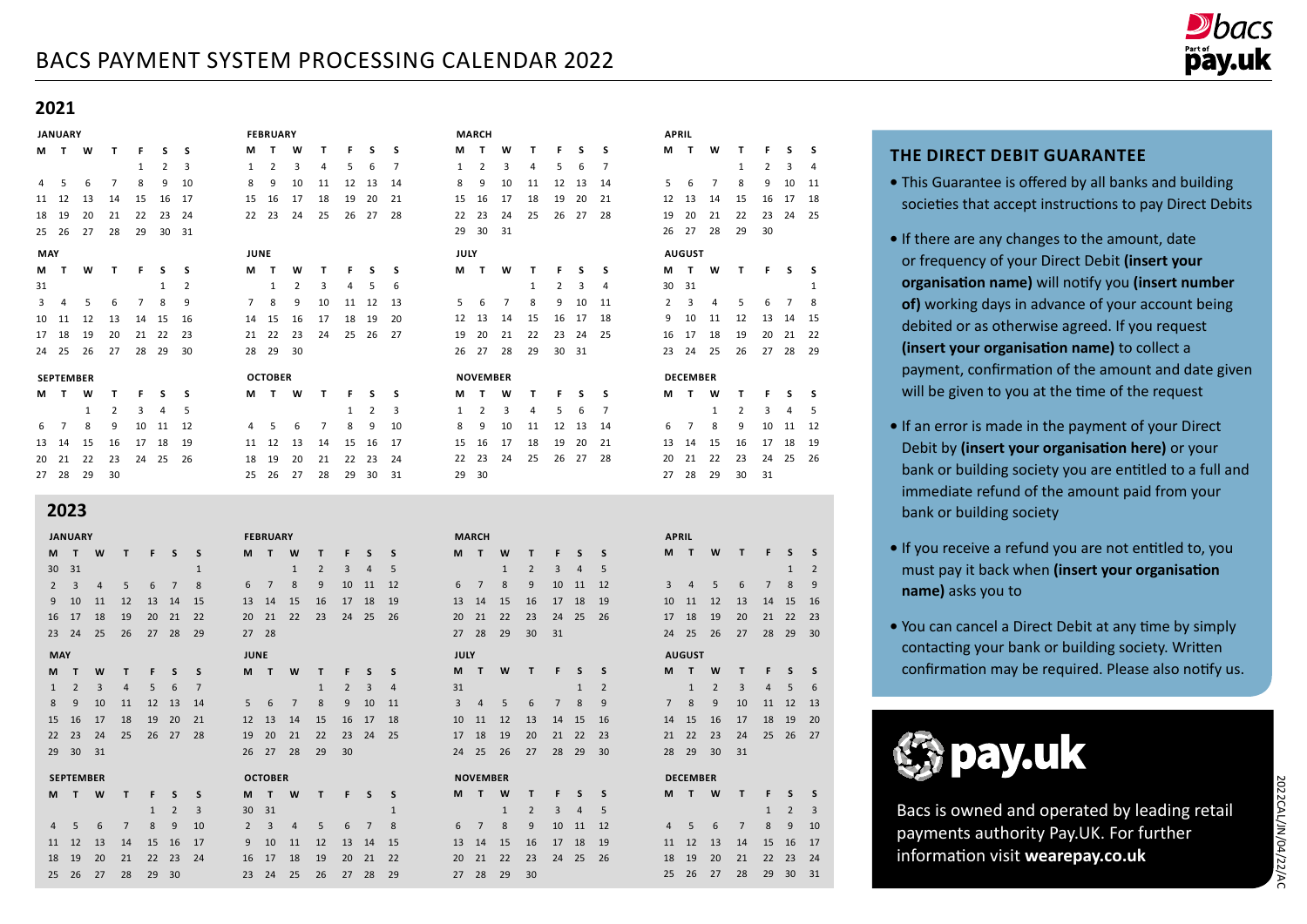# BACS PAYMENT SYSTEM PROCESSING CALENDAR 2022

## 2021

**JANUARY**

| M | T | W | T | F | S | S |
|---|---|---|---|---|---|---|
| | | | | 1 | 2 | 3 |
| 4 | 5 | 6 | 7 | 8 | 9 | 10 |
| 11 | 12 | 13 | 14 | 15 | 16 | 17 |
| 18 | 19 | 20 | 21 | 22 | 23 | 24 |
| 25 | 26 | 27 | 28 | 29 | 30 | 31 |

**FEBRUARY**

| M | T | W | T | F | S | S |
|---|---|---|---|---|---|---|
| 1 | 2 | 3 | 4 | 5 | 6 | 7 |
| 8 | 9 | 10 | 11 | 12 | 13 | 14 |
| 15 | 16 | 17 | 18 | 19 | 20 | 21 |
| 22 | 23 | 24 | 25 | 26 | 27 | 28 |

**MARCH**

| M | T | W | T | F | S | S |
|---|---|---|---|---|---|---|
| 1 | 2 | 3 | 4 | 5 | 6 | 7 |
| 8 | 9 | 10 | 11 | 12 | 13 | 14 |
| 15 | 16 | 17 | 18 | 19 | 20 | 21 |
| 22 | 23 | 24 | 25 | 26 | 27 | 28 |
| 29 | 30 | 31 | | | | |

**APRIL**

| M | T | W | T | F | S | S |
|---|---|---|---|---|---|---|
| | | | 1 | 2 | 3 | 4 |
| 5 | 6 | 7 | 8 | 9 | 10 | 11 |
| 12 | 13 | 14 | 15 | 16 | 17 | 18 |
| 19 | 20 | 21 | 22 | 23 | 24 | 25 |
| 26 | 27 | 28 | 29 | 30 | | |

**MAY**

| M | T | W | T | F | S | S |
|---|---|---|---|---|---|---|
| 31 | | | | | 1 | 2 |
| 3 | 4 | 5 | 6 | 7 | 8 | 9 |
| 10 | 11 | 12 | 13 | 14 | 15 | 16 |
| 17 | 18 | 19 | 20 | 21 | 22 | 23 |
| 24 | 25 | 26 | 27 | 28 | 29 | 30 |

**JUNE**

| M | T | W | T | F | S | S |
|---|---|---|---|---|---|---|
| | 1 | 2 | 3 | 4 | 5 | 6 |
| 7 | 8 | 9 | 10 | 11 | 12 | 13 |
| 14 | 15 | 16 | 17 | 18 | 19 | 20 |
| 21 | 22 | 23 | 24 | 25 | 26 | 27 |
| 28 | 29 | 30 | | | | |

**JULY**

| M | T | W | T | F | S | S |
|---|---|---|---|---|---|---|
| | | | 1 | 2 | 3 | 4 |
| 5 | 6 | 7 | 8 | 9 | 10 | 11 |
| 12 | 13 | 14 | 15 | 16 | 17 | 18 |
| 19 | 20 | 21 | 22 | 23 | 24 | 25 |
| 26 | 27 | 28 | 29 | 30 | 31 | |

**AUGUST**

| M | T | W | T | F | S | S |
|---|---|---|---|---|---|---|
| 30 | 31 | | | | | 1 |
| 2 | 3 | 4 | 5 | 6 | 7 | 8 |
| 9 | 10 | 11 | 12 | 13 | 14 | 15 |
| 16 | 17 | 18 | 19 | 20 | 21 | 22 |
| 23 | 24 | 25 | 26 | 27 | 28 | 29 |

**SEPTEMBER**

| M | T | W | T | F | S | S |
|---|---|---|---|---|---|---|
| | | 1 | 2 | 3 | 4 | 5 |
| 6 | 7 | 8 | 9 | 10 | 11 | 12 |
| 13 | 14 | 15 | 16 | 17 | 18 | 19 |
| 20 | 21 | 22 | 23 | 24 | 25 | 26 |
| 27 | 28 | 29 | 30 | | | |

**OCTOBER**

| M | T | W | T | F | S | S |
|---|---|---|---|---|---|---|
| | | | | 1 | 2 | 3 |
| 4 | 5 | 6 | 7 | 8 | 9 | 10 |
| 11 | 12 | 13 | 14 | 15 | 16 | 17 |
| 18 | 19 | 20 | 21 | 22 | 23 | 24 |
| 25 | 26 | 27 | 28 | 29 | 30 | 31 |

**NOVEMBER**

| M | T | W | T | F | S | S |
|---|---|---|---|---|---|---|
| 1 | 2 | 3 | 4 | 5 | 6 | 7 |
| 8 | 9 | 10 | 11 | 12 | 13 | 14 |
| 15 | 16 | 17 | 18 | 19 | 20 | 21 |
| 22 | 23 | 24 | 25 | 26 | 27 | 28 |
| 29 | 30 | | | | | |

**DECEMBER**

| M | T | W | T | F | S | S |
|---|---|---|---|---|---|---|
| | | 1 | 2 | 3 | 4 | 5 |
| 6 | 7 | 8 | 9 | 10 | 11 | 12 |
| 13 | 14 | 15 | 16 | 17 | 18 | 19 |
| 20 | 21 | 22 | 23 | 24 | 25 | 26 |
| 27 | 28 | 29 | 30 | 31 | | |

## 2023

**JANUARY**

| M | T | W | T | F | S | S |
|---|---|---|---|---|---|---|
| 30 | 31 | | | | | 1 |
| 2 | 3 | 4 | 5 | 6 | 7 | 8 |
| 9 | 10 | 11 | 12 | 13 | 14 | 15 |
| 16 | 17 | 18 | 19 | 20 | 21 | 22 |
| 23 | 24 | 25 | 26 | 27 | 28 | 29 |

**FEBRUARY**

| M | T | W | T | F | S | S |
|---|---|---|---|---|---|---|
| | | 1 | 2 | 3 | 4 | 5 |
| 6 | 7 | 8 | 9 | 10 | 11 | 12 |
| 13 | 14 | 15 | 16 | 17 | 18 | 19 |
| 20 | 21 | 22 | 23 | 24 | 25 | 26 |
| 27 | 28 | | | | | |

**MARCH**

| M | T | W | T | F | S | S |
|---|---|---|---|---|---|---|
| | | 1 | 2 | 3 | 4 | 5 |
| 6 | 7 | 8 | 9 | 10 | 11 | 12 |
| 13 | 14 | 15 | 16 | 17 | 18 | 19 |
| 20 | 21 | 22 | 23 | 24 | 25 | 26 |
| 27 | 28 | 29 | 30 | 31 | | |

**APRIL**

| M | T | W | T | F | S | S |
|---|---|---|---|---|---|---|
| | | | | | 1 | 2 |
| 3 | 4 | 5 | 6 | 7 | 8 | 9 |
| 10 | 11 | 12 | 13 | 14 | 15 | 16 |
| 17 | 18 | 19 | 20 | 21 | 22 | 23 |
| 24 | 25 | 26 | 27 | 28 | 29 | 30 |

**MAY**

| M | T | W | T | F | S | S |
|---|---|---|---|---|---|---|
| 1 | 2 | 3 | 4 | 5 | 6 | 7 |
| 8 | 9 | 10 | 11 | 12 | 13 | 14 |
| 15 | 16 | 17 | 18 | 19 | 20 | 21 |
| 22 | 23 | 24 | 25 | 26 | 27 | 28 |
| 29 | 30 | 31 | | | | |

**JUNE**

| M | T | W | T | F | S | S |
|---|---|---|---|---|---|---|
| | | | 1 | 2 | 3 | 4 |
| 5 | 6 | 7 | 8 | 9 | 10 | 11 |
| 12 | 13 | 14 | 15 | 16 | 17 | 18 |
| 19 | 20 | 21 | 22 | 23 | 24 | 25 |
| 26 | 27 | 28 | 29 | 30 | | |

**JULY**

| M | T | W | T | F | S | S |
|---|---|---|---|---|---|---|
| 31 | | | | | 1 | 2 |
| 3 | 4 | 5 | 6 | 7 | 8 | 9 |
| 10 | 11 | 12 | 13 | 14 | 15 | 16 |
| 17 | 18 | 19 | 20 | 21 | 22 | 23 |
| 24 | 25 | 26 | 27 | 28 | 29 | 30 |

**AUGUST**

| M | T | W | T | F | S | S |
|---|---|---|---|---|---|---|
| | 1 | 2 | 3 | 4 | 5 | 6 |
| 7 | 8 | 9 | 10 | 11 | 12 | 13 |
| 14 | 15 | 16 | 17 | 18 | 19 | 20 |
| 21 | 22 | 23 | 24 | 25 | 26 | 27 |
| 28 | 29 | 30 | 31 | | | |

**SEPTEMBER**

| M | T | W | T | F | S | S |
|---|---|---|---|---|---|---|
| | | | | 1 | 2 | 3 |
| 4 | 5 | 6 | 7 | 8 | 9 | 10 |
| 11 | 12 | 13 | 14 | 15 | 16 | 17 |
| 18 | 19 | 20 | 21 | 22 | 23 | 24 |
| 25 | 26 | 27 | 28 | 29 | 30 | |

**OCTOBER**

| M | T | W | T | F | S | S |
|---|---|---|---|---|---|---|
| 30 | 31 | | | | | 1 |
| 2 | 3 | 4 | 5 | 6 | 7 | 8 |
| 9 | 10 | 11 | 12 | 13 | 14 | 15 |
| 16 | 17 | 18 | 19 | 20 | 21 | 22 |
| 23 | 24 | 25 | 26 | 27 | 28 | 29 |

**NOVEMBER**

| M | T | W | T | F | S | S |
|---|---|---|---|---|---|---|
| | | 1 | 2 | 3 | 4 | 5 |
| 6 | 7 | 8 | 9 | 10 | 11 | 12 |
| 13 | 14 | 15 | 16 | 17 | 18 | 19 |
| 20 | 21 | 22 | 23 | 24 | 25 | 26 |
| 27 | 28 | 29 | 30 | | | |

**DECEMBER**

| M | T | W | T | F | S | S |
|---|---|---|---|---|---|---|
| | | | | 1 | 2 | 3 |
| 4 | 5 | 6 | 7 | 8 | 9 | 10 |
| 11 | 12 | 13 | 14 | 15 | 16 | 17 |
| 18 | 19 | 20 | 21 | 22 | 23 | 24 |
| 25 | 26 | 27 | 28 | 29 | 30 | 31 |

## THE DIRECT DEBIT GUARANTEE

- This Guarantee is offered by all banks and building societies that accept instructions to pay Direct Debits
- If there are any changes to the amount, date or frequency of your Direct Debit **(insert your organisation name)** will notify you **(insert number of)** working days in advance of your account being debited or as otherwise agreed. If you request **(insert your organisation name)** to collect a payment, confirmation of the amount and date given will be given to you at the time of the request
- If an error is made in the payment of your Direct Debit by **(insert your organisation here)** or your bank or building society you are entitled to a full and immediate refund of the amount paid from your bank or building society
- If you receive a refund you are not entitled to, you must pay it back when **(insert your organisation name)** asks you to
- You can cancel a Direct Debit at any time by simply contacting your bank or building society. Written confirmation may be required. Please also notify us.

pay.uk

Bacs is owned and operated by leading retail payments authority Pay.UK. For further information visit **wearepay.co.uk**

2022CAL/JN/04/22/AC